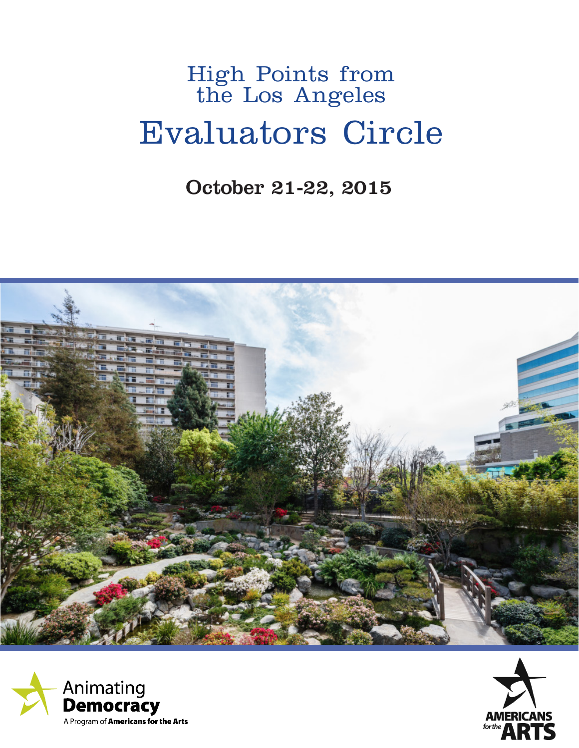# High Points from the Los Angeles

# Evaluators Circle

**October 21-22, 2015**

Animating Democracy

A Program of **Americans for the Arts**

AMERICANS for the ARTS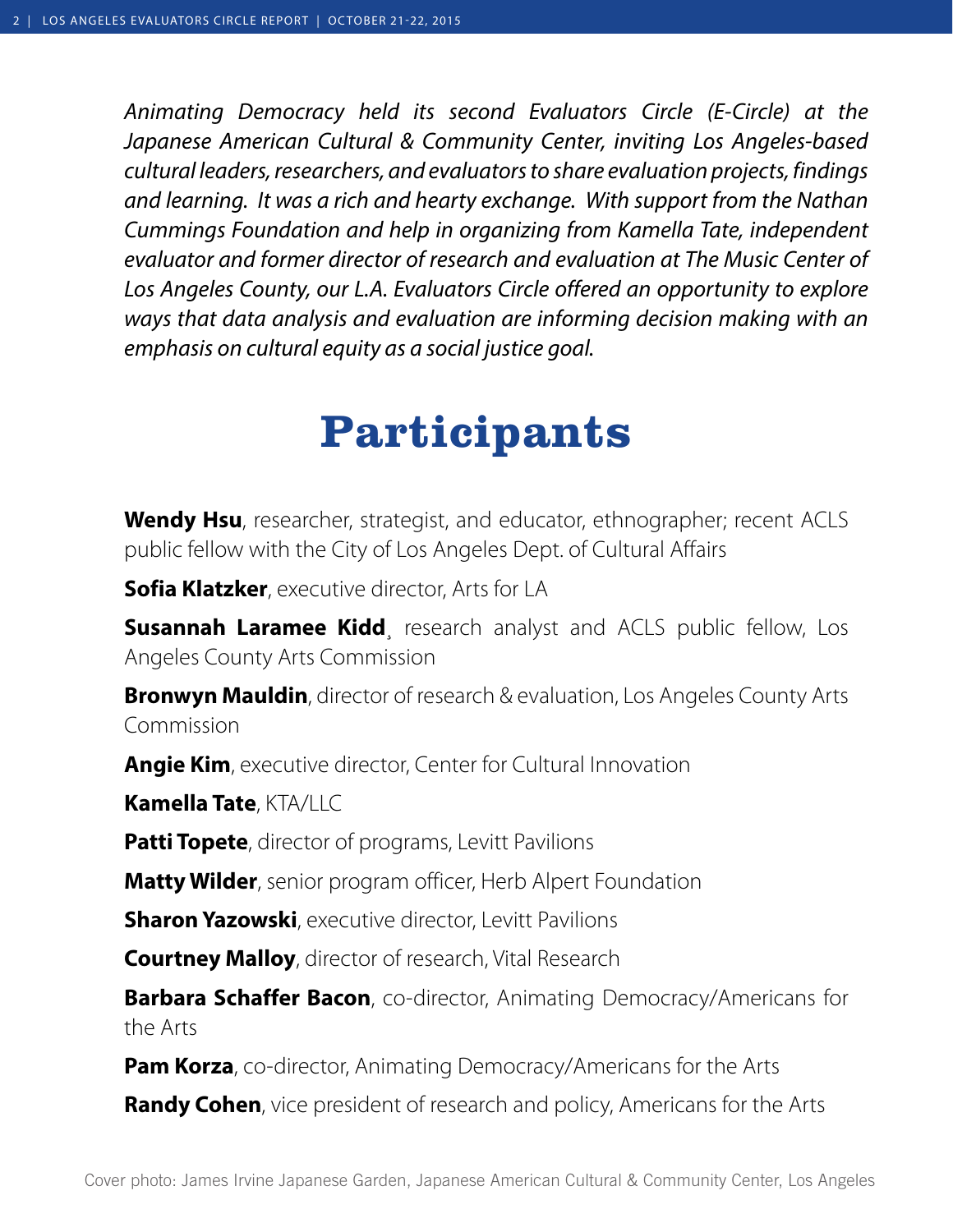*Animating Democracy held its second Evaluators Circle (E-Circle) at the Japanese American Cultural & Community Center, inviting Los Angeles-based cultural leaders, researchers, and evaluators to share evaluation projects, findings and learning. It was a rich and hearty exchange. With support from the Nathan Cummings Foundation and help in organizing from Kamella Tate, independent evaluator and former director of research and evaluation at The Music Center of Los Angeles County, our L.A. Evaluators Circle offered an opportunity to explore ways that data analysis and evaluation are informing decision making with an emphasis on cultural equity as a social justice goal.*

# Participants

**Wendy Hsu**, researcher, strategist, and educator, ethnographer; recent ACLS public fellow with the City of Los Angeles Dept. of Cultural Affairs

**Sofia Klatzker**, executive director, Arts for LA

**Susannah Laramee Kidd**¸ research analyst and ACLS public fellow, Los Angeles County Arts Commission

**Bronwyn Mauldin**, director of research & evaluation, Los Angeles County Arts Commission

**Angie Kim**, executive director, Center for Cultural Innovation

**Kamella Tate**, KTA/LLC

**Patti Topete**, director of programs, Levitt Pavilions

**Matty Wilder**, senior program officer, Herb Alpert Foundation

**Sharon Yazowski**, executive director, Levitt Pavilions

**Courtney Malloy**, director of research, Vital Research

**Barbara Schaffer Bacon**, co-director, Animating Democracy/Americans for the Arts

**Pam Korza**, co-director, Animating Democracy/Americans for the Arts

**Randy Cohen**, vice president of research and policy, Americans for the Arts

Cover photo: James Irvine Japanese Garden, Japanese American Cultural & Community Center, Los Angeles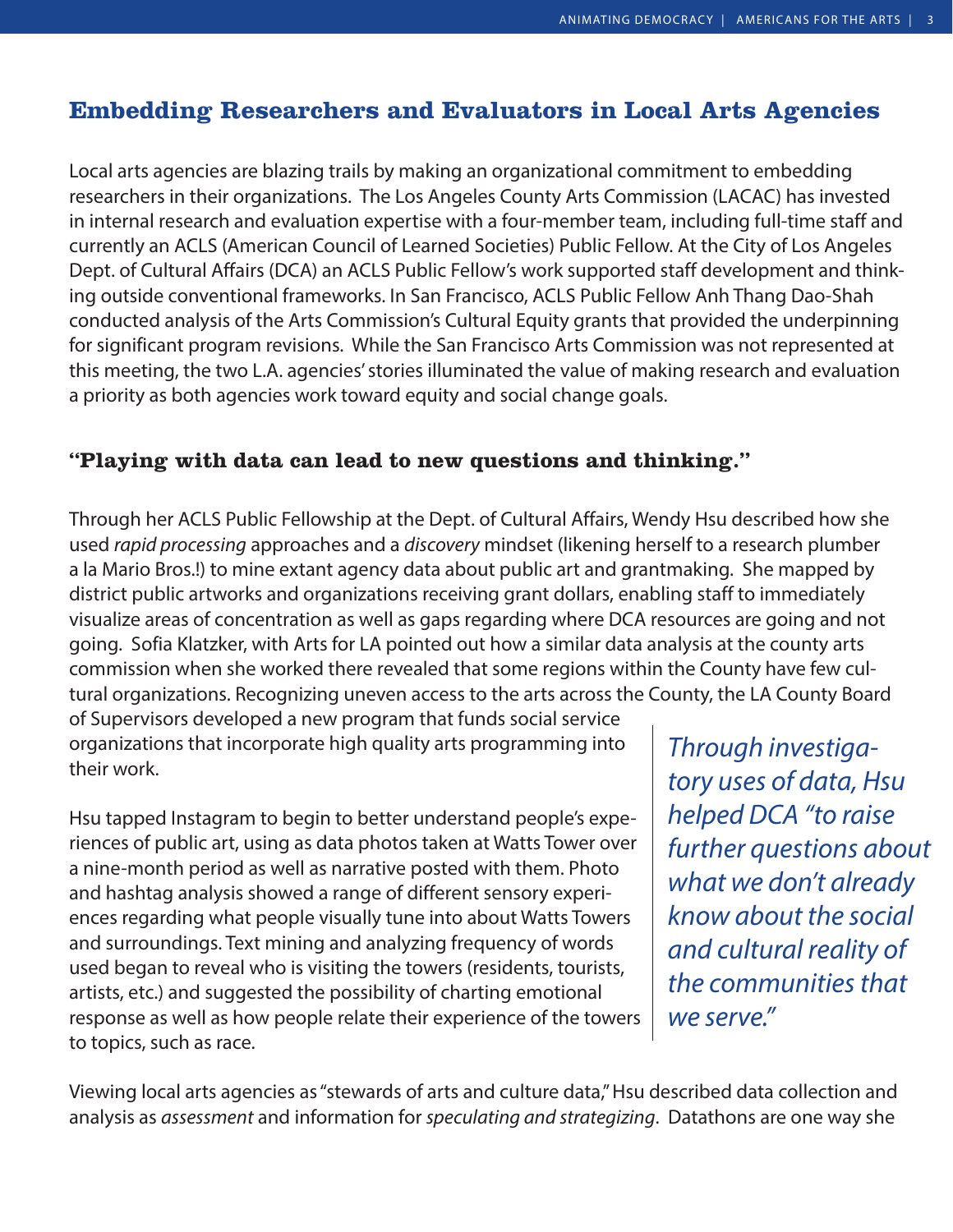## Embedding Researchers and Evaluators in Local Arts Agencies

Local arts agencies are blazing trails by making an organizational commitment to embedding researchers in their organizations. The Los Angeles County Arts Commission (LACAC) has invested in internal research and evaluation expertise with a four-member team, including full-time staff and currently an ACLS (American Council of Learned Societies) Public Fellow. At the City of Los Angeles Dept. of Cultural Affairs (DCA) an ACLS Public Fellow's work supported staff development and thinking outside conventional frameworks. In San Francisco, ACLS Public Fellow Anh Thang Dao-Shah conducted analysis of the Arts Commission's Cultural Equity grants that provided the underpinning for significant program revisions. While the San Francisco Arts Commission was not represented at this meeting, the two L.A. agencies' stories illuminated the value of making research and evaluation a priority as both agencies work toward equity and social change goals.

### "Playing with data can lead to new questions and thinking."

Through her ACLS Public Fellowship at the Dept. of Cultural Affairs, Wendy Hsu described how she used *rapid processing* approaches and a *discovery* mindset (likening herself to a research plumber a la Mario Bros.!) to mine extant agency data about public art and grantmaking. She mapped by district public artworks and organizations receiving grant dollars, enabling staff to immediately visualize areas of concentration as well as gaps regarding where DCA resources are going and not going. Sofia Klatzker, with Arts for LA pointed out how a similar data analysis at the county arts commission when she worked there revealed that some regions within the County have few cultural organizations. Recognizing uneven access to the arts across the County, the LA County Board of Supervisors developed a new program that funds social service organizations that incorporate high quality arts programming into their work.

*Through investigatory uses of data, Hsu helped DCA "to raise further questions about what we don't already know about the social and cultural reality of the communities that we serve."*

Hsu tapped Instagram to begin to better understand people's experiences of public art, using as data photos taken at Watts Tower over a nine-month period as well as narrative posted with them. Photo and hashtag analysis showed a range of different sensory experiences regarding what people visually tune into about Watts Towers and surroundings. Text mining and analyzing frequency of words used began to reveal who is visiting the towers (residents, tourists, artists, etc.) and suggested the possibility of charting emotional response as well as how people relate their experience of the towers to topics, such as race.

Viewing local arts agencies as "stewards of arts and culture data," Hsu described data collection and analysis as *assessment* and information for *speculating and strategizing*. Datathons are one way she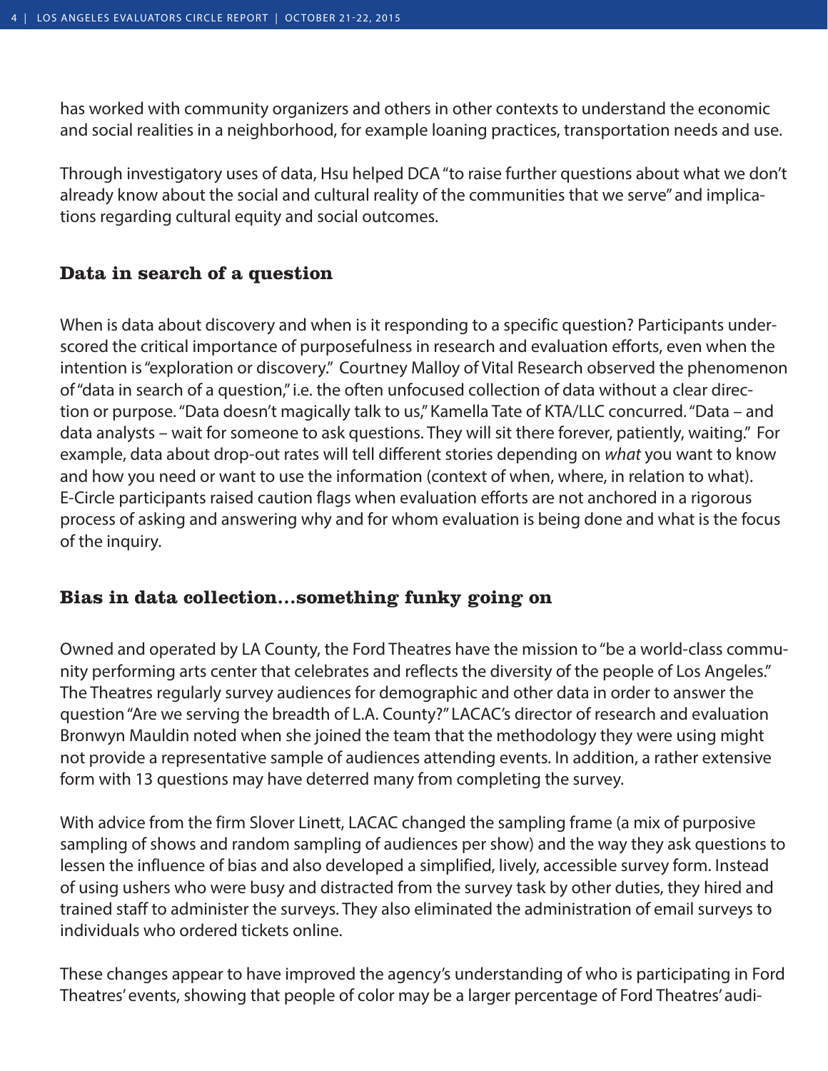has worked with community organizers and others in other contexts to understand the economic and social realities in a neighborhood, for example loaning practices, transportation needs and use.

Through investigatory uses of data, Hsu helped DCA "to raise further questions about what we don't already know about the social and cultural reality of the communities that we serve" and implications regarding cultural equity and social outcomes.

## Data in search of a question

When is data about discovery and when is it responding to a specific question? Participants underscored the critical importance of purposefulness in research and evaluation efforts, even when the intention is "exploration or discovery." Courtney Malloy of Vital Research observed the phenomenon of "data in search of a question," i.e. the often unfocused collection of data without a clear direction or purpose. "Data doesn't magically talk to us," Kamella Tate of KTA/LLC concurred. "Data – and data analysts – wait for someone to ask questions. They will sit there forever, patiently, waiting." For example, data about drop-out rates will tell different stories depending on *what* you want to know and how you need or want to use the information (context of when, where, in relation to what). E-Circle participants raised caution flags when evaluation efforts are not anchored in a rigorous process of asking and answering why and for whom evaluation is being done and what is the focus of the inquiry.

## Bias in data collection...something funky going on

Owned and operated by LA County, the Ford Theatres have the mission to "be a world-class community performing arts center that celebrates and reflects the diversity of the people of Los Angeles." The Theatres regularly survey audiences for demographic and other data in order to answer the question "Are we serving the breadth of L.A. County?" LACAC's director of research and evaluation Bronwyn Mauldin noted when she joined the team that the methodology they were using might not provide a representative sample of audiences attending events. In addition, a rather extensive form with 13 questions may have deterred many from completing the survey.

With advice from the firm Slover Linett, LACAC changed the sampling frame (a mix of purposive sampling of shows and random sampling of audiences per show) and the way they ask questions to lessen the influence of bias and also developed a simplified, lively, accessible survey form. Instead of using ushers who were busy and distracted from the survey task by other duties, they hired and trained staff to administer the surveys. They also eliminated the administration of email surveys to individuals who ordered tickets online.

These changes appear to have improved the agency's understanding of who is participating in Ford Theatres' events, showing that people of color may be a larger percentage of Ford Theatres' audi-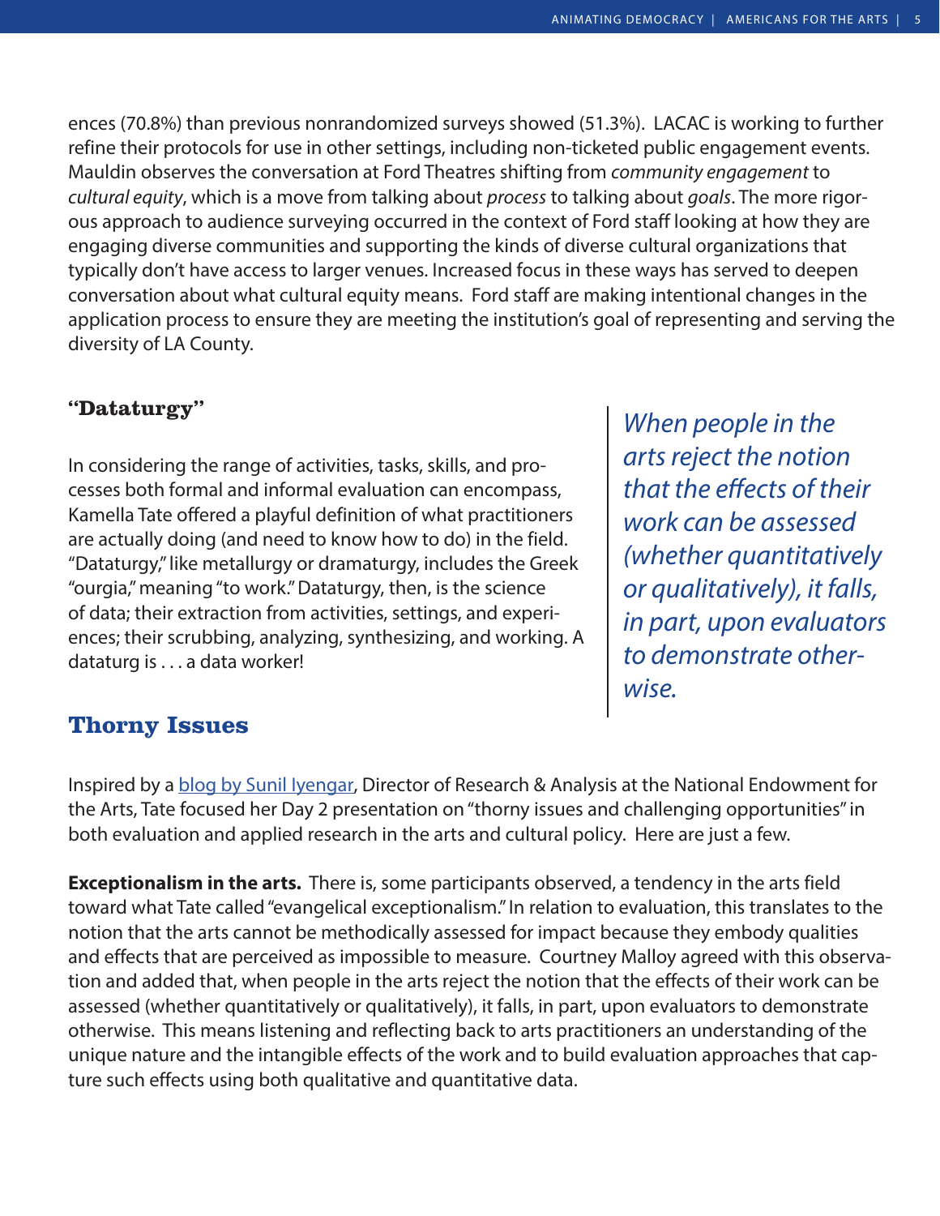ences (70.8%) than previous nonrandomized surveys showed (51.3%). LACAC is working to further refine their protocols for use in other settings, including non-ticketed public engagement events. Mauldin observes the conversation at Ford Theatres shifting from *community engagement* to *cultural equity*, which is a move from talking about *process* to talking about *goals*. The more rigorous approach to audience surveying occurred in the context of Ford staff looking at how they are engaging diverse communities and supporting the kinds of diverse cultural organizations that typically don't have access to larger venues. Increased focus in these ways has served to deepen conversation about what cultural equity means. Ford staff are making intentional changes in the application process to ensure they are meeting the institution's goal of representing and serving the diversity of LA County.

### "Dataturgy"

In considering the range of activities, tasks, skills, and processes both formal and informal evaluation can encompass, Kamella Tate offered a playful definition of what practitioners are actually doing (and need to know how to do) in the field. "Dataturgy," like metallurgy or dramaturgy, includes the Greek "ourgia," meaning "to work." Dataturgy, then, is the science of data; their extraction from activities, settings, and experiences; their scrubbing, analyzing, synthesizing, and working. A dataturg is . . . a data worker!

> *When people in the arts reject the notion that the effects of their work can be assessed (whether quantitatively or qualitatively), it falls, in part, upon evaluators to demonstrate otherwise.*

## Thorny Issues

Inspired by a [blog by Sunil Iyengar], Director of Research & Analysis at the National Endowment for the Arts, Tate focused her Day 2 presentation on "thorny issues and challenging opportunities" in both evaluation and applied research in the arts and cultural policy. Here are just a few.

**Exceptionalism in the arts.** There is, some participants observed, a tendency in the arts field toward what Tate called "evangelical exceptionalism." In relation to evaluation, this translates to the notion that the arts cannot be methodically assessed for impact because they embody qualities and effects that are perceived as impossible to measure. Courtney Malloy agreed with this observation and added that, when people in the arts reject the notion that the effects of their work can be assessed (whether quantitatively or qualitatively), it falls, in part, upon evaluators to demonstrate otherwise. This means listening and reflecting back to arts practitioners an understanding of the unique nature and the intangible effects of the work and to build evaluation approaches that capture such effects using both qualitative and quantitative data.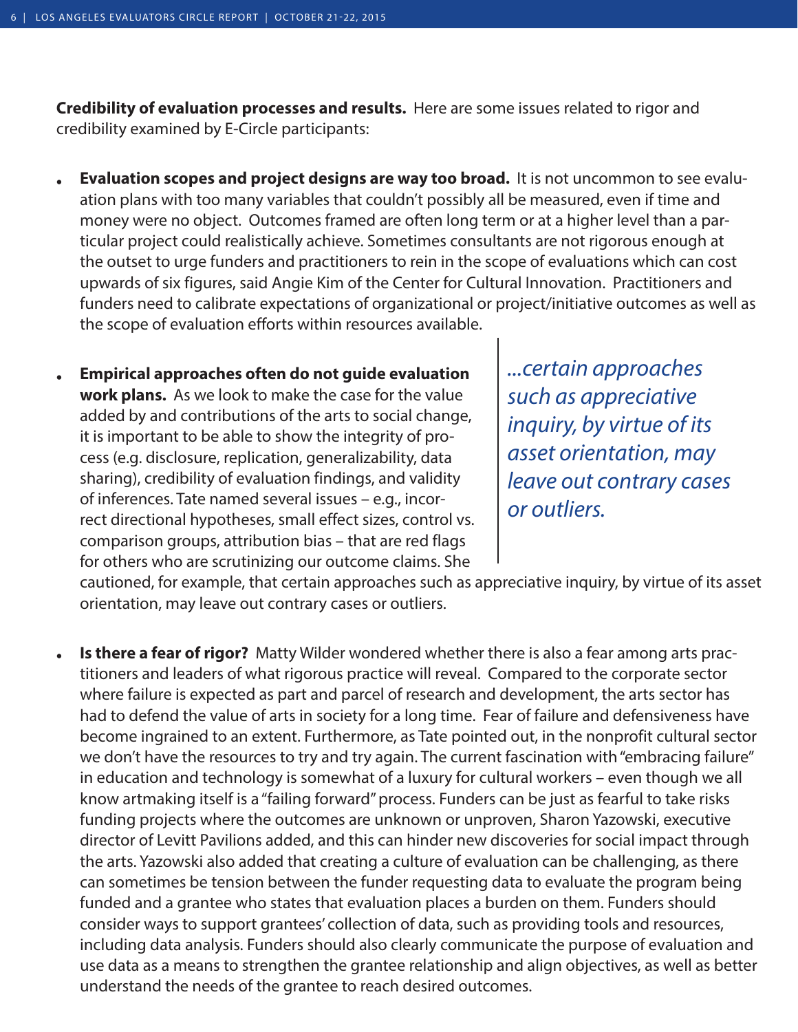**Credibility of evaluation processes and results.** Here are some issues related to rigor and credibility examined by E-Circle participants:

- **Evaluation scopes and project designs are way too broad.** It is not uncommon to see evaluation plans with too many variables that couldn't possibly all be measured, even if time and money were no object. Outcomes framed are often long term or at a higher level than a particular project could realistically achieve. Sometimes consultants are not rigorous enough at the outset to urge funders and practitioners to rein in the scope of evaluations which can cost upwards of six figures, said Angie Kim of the Center for Cultural Innovation. Practitioners and funders need to calibrate expectations of organizational or project/initiative outcomes as well as the scope of evaluation efforts within resources available.

- **Empirical approaches often do not guide evaluation work plans.** As we look to make the case for the value added by and contributions of the arts to social change, it is important to be able to show the integrity of process (e.g. disclosure, replication, generalizability, data sharing), credibility of evaluation findings, and validity of inferences. Tate named several issues – e.g., incorrect directional hypotheses, small effect sizes, control vs. comparison groups, attribution bias – that are red flags for others who are scrutinizing our outcome claims. She cautioned, for example, that certain approaches such as appreciative inquiry, by virtue of its asset orientation, may leave out contrary cases or outliers.

> *...certain approaches such as appreciative inquiry, by virtue of its asset orientation, may leave out contrary cases or outliers.*

- **Is there a fear of rigor?** Matty Wilder wondered whether there is also a fear among arts practitioners and leaders of what rigorous practice will reveal. Compared to the corporate sector where failure is expected as part and parcel of research and development, the arts sector has had to defend the value of arts in society for a long time. Fear of failure and defensiveness have become ingrained to an extent. Furthermore, as Tate pointed out, in the nonprofit cultural sector we don't have the resources to try and try again. The current fascination with "embracing failure" in education and technology is somewhat of a luxury for cultural workers – even though we all know artmaking itself is a "failing forward" process. Funders can be just as fearful to take risks funding projects where the outcomes are unknown or unproven, Sharon Yazowski, executive director of Levitt Pavilions added, and this can hinder new discoveries for social impact through the arts. Yazowski also added that creating a culture of evaluation can be challenging, as there can sometimes be tension between the funder requesting data to evaluate the program being funded and a grantee who states that evaluation places a burden on them. Funders should consider ways to support grantees' collection of data, such as providing tools and resources, including data analysis. Funders should also clearly communicate the purpose of evaluation and use data as a means to strengthen the grantee relationship and align objectives, as well as better understand the needs of the grantee to reach desired outcomes.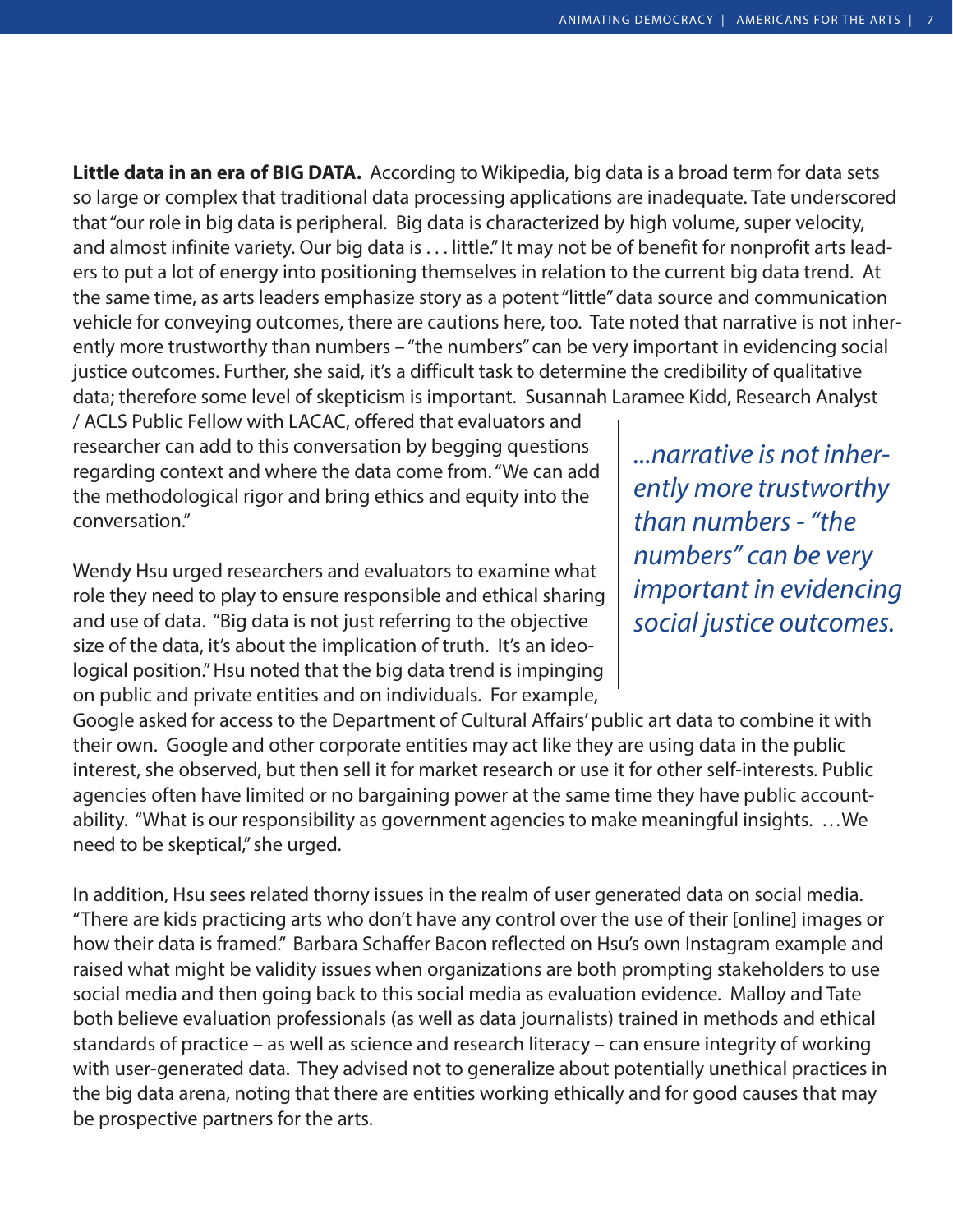**Little data in an era of BIG DATA.** According to Wikipedia, big data is a broad term for data sets so large or complex that traditional data processing applications are inadequate. Tate underscored that "our role in big data is peripheral. Big data is characterized by high volume, super velocity, and almost infinite variety. Our big data is . . . little." It may not be of benefit for nonprofit arts leaders to put a lot of energy into positioning themselves in relation to the current big data trend. At the same time, as arts leaders emphasize story as a potent "little" data source and communication vehicle for conveying outcomes, there are cautions here, too. Tate noted that narrative is not inherently more trustworthy than numbers – "the numbers" can be very important in evidencing social justice outcomes. Further, she said, it's a difficult task to determine the credibility of qualitative data; therefore some level of skepticism is important. Susannah Laramee Kidd, Research Analyst / ACLS Public Fellow with LACAC, offered that evaluators and researcher can add to this conversation by begging questions regarding context and where the data come from. "We can add the methodological rigor and bring ethics and equity into the conversation."

> *...narrative is not inherently more trustworthy than numbers - "the numbers" can be very important in evidencing social justice outcomes.*

Wendy Hsu urged researchers and evaluators to examine what role they need to play to ensure responsible and ethical sharing and use of data. "Big data is not just referring to the objective size of the data, it's about the implication of truth. It's an ideological position." Hsu noted that the big data trend is impinging on public and private entities and on individuals. For example, Google asked for access to the Department of Cultural Affairs' public art data to combine it with their own. Google and other corporate entities may act like they are using data in the public interest, she observed, but then sell it for market research or use it for other self-interests. Public agencies often have limited or no bargaining power at the same time they have public accountability. "What is our responsibility as government agencies to make meaningful insights. …We need to be skeptical," she urged.

In addition, Hsu sees related thorny issues in the realm of user generated data on social media. "There are kids practicing arts who don't have any control over the use of their [online] images or how their data is framed." Barbara Schaffer Bacon reflected on Hsu's own Instagram example and raised what might be validity issues when organizations are both prompting stakeholders to use social media and then going back to this social media as evaluation evidence. Malloy and Tate both believe evaluation professionals (as well as data journalists) trained in methods and ethical standards of practice – as well as science and research literacy – can ensure integrity of working with user-generated data. They advised not to generalize about potentially unethical practices in the big data arena, noting that there are entities working ethically and for good causes that may be prospective partners for the arts.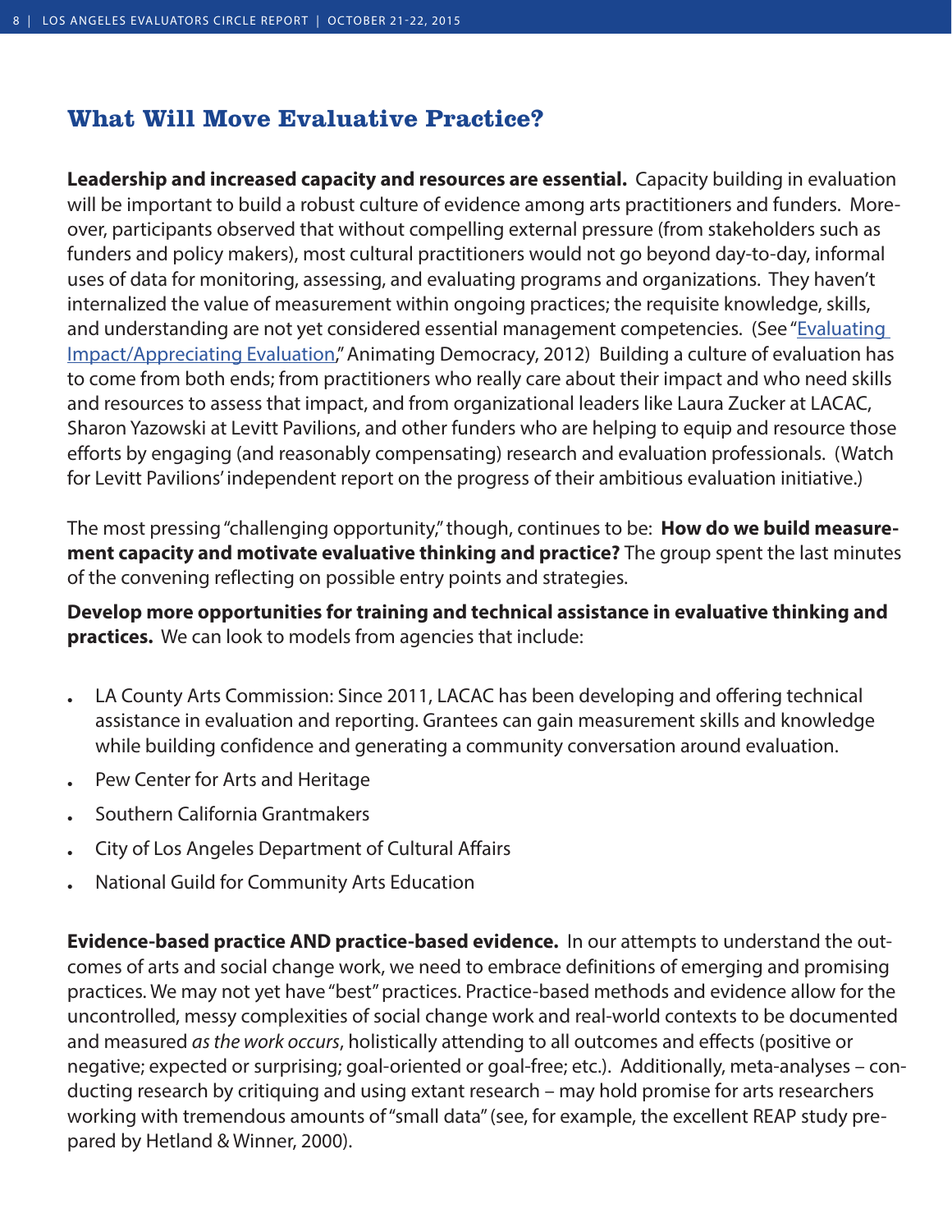## What Will Move Evaluative Practice?

**Leadership and increased capacity and resources are essential.** Capacity building in evaluation will be important to build a robust culture of evidence among arts practitioners and funders. Moreover, participants observed that without compelling external pressure (from stakeholders such as funders and policy makers), most cultural practitioners would not go beyond day-to-day, informal uses of data for monitoring, assessing, and evaluating programs and organizations. They haven't internalized the value of measurement within ongoing practices; the requisite knowledge, skills, and understanding are not yet considered essential management competencies. (See "Evaluating Impact/Appreciating Evaluation," Animating Democracy, 2012) Building a culture of evaluation has to come from both ends; from practitioners who really care about their impact and who need skills and resources to assess that impact, and from organizational leaders like Laura Zucker at LACAC, Sharon Yazowski at Levitt Pavilions, and other funders who are helping to equip and resource those efforts by engaging (and reasonably compensating) research and evaluation professionals. (Watch for Levitt Pavilions' independent report on the progress of their ambitious evaluation initiative.)

The most pressing "challenging opportunity," though, continues to be: **How do we build measurement capacity and motivate evaluative thinking and practice?** The group spent the last minutes of the convening reflecting on possible entry points and strategies.

**Develop more opportunities for training and technical assistance in evaluative thinking and practices.** We can look to models from agencies that include:

- LA County Arts Commission: Since 2011, LACAC has been developing and offering technical assistance in evaluation and reporting. Grantees can gain measurement skills and knowledge while building confidence and generating a community conversation around evaluation.
- Pew Center for Arts and Heritage
- Southern California Grantmakers
- City of Los Angeles Department of Cultural Affairs
- National Guild for Community Arts Education

**Evidence-based practice AND practice-based evidence.** In our attempts to understand the outcomes of arts and social change work, we need to embrace definitions of emerging and promising practices. We may not yet have "best" practices. Practice-based methods and evidence allow for the uncontrolled, messy complexities of social change work and real-world contexts to be documented and measured *as the work occurs*, holistically attending to all outcomes and effects (positive or negative; expected or surprising; goal-oriented or goal-free; etc.). Additionally, meta-analyses – conducting research by critiquing and using extant research – may hold promise for arts researchers working with tremendous amounts of "small data" (see, for example, the excellent REAP study prepared by Hetland & Winner, 2000).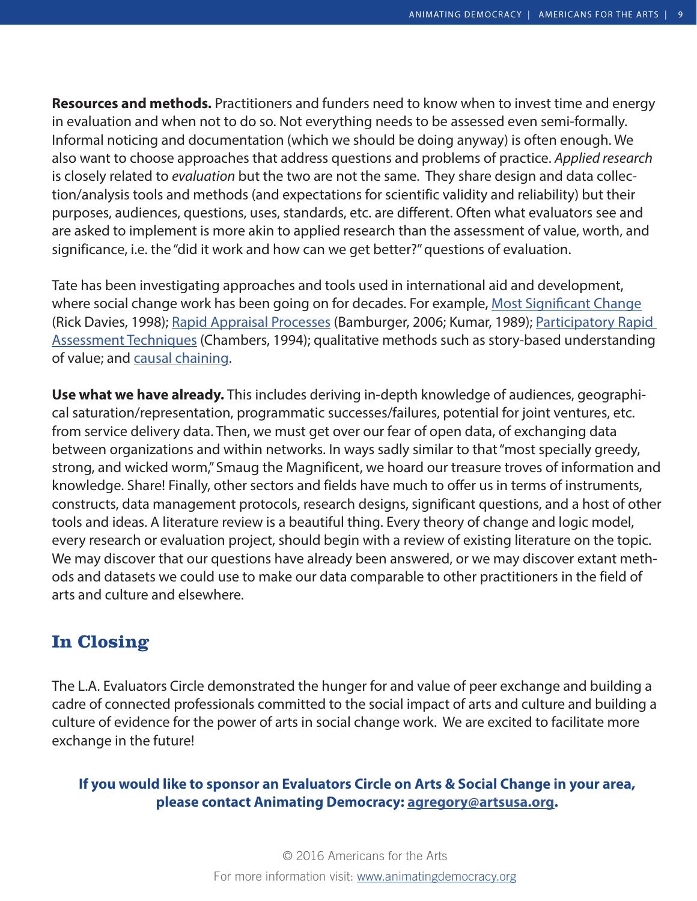**Resources and methods.** Practitioners and funders need to know when to invest time and energy in evaluation and when not to do so. Not everything needs to be assessed even semi-formally. Informal noticing and documentation (which we should be doing anyway) is often enough. We also want to choose approaches that address questions and problems of practice. *Applied research* is closely related to *evaluation* but the two are not the same. They share design and data collection/analysis tools and methods (and expectations for scientific validity and reliability) but their purposes, audiences, questions, uses, standards, etc. are different. Often what evaluators see and are asked to implement is more akin to applied research than the assessment of value, worth, and significance, i.e. the "did it work and how can we get better?" questions of evaluation.

Tate has been investigating approaches and tools used in international aid and development, where social change work has been going on for decades. For example, Most Significant Change (Rick Davies, 1998); Rapid Appraisal Processes (Bamburger, 2006; Kumar, 1989); Participatory Rapid Assessment Techniques (Chambers, 1994); qualitative methods such as story-based understanding of value; and causal chaining.

**Use what we have already.** This includes deriving in-depth knowledge of audiences, geographical saturation/representation, programmatic successes/failures, potential for joint ventures, etc. from service delivery data. Then, we must get over our fear of open data, of exchanging data between organizations and within networks. In ways sadly similar to that "most specially greedy, strong, and wicked worm," Smaug the Magnificent, we hoard our treasure troves of information and knowledge. Share! Finally, other sectors and fields have much to offer us in terms of instruments, constructs, data management protocols, research designs, significant questions, and a host of other tools and ideas. A literature review is a beautiful thing. Every theory of change and logic model, every research or evaluation project, should begin with a review of existing literature on the topic. We may discover that our questions have already been answered, or we may discover extant methods and datasets we could use to make our data comparable to other practitioners in the field of arts and culture and elsewhere.

## In Closing

The L.A. Evaluators Circle demonstrated the hunger for and value of peer exchange and building a cadre of connected professionals committed to the social impact of arts and culture and building a culture of evidence for the power of arts in social change work. We are excited to facilitate more exchange in the future!

**If you would like to sponsor an Evaluators Circle on Arts & Social Change in your area, please contact Animating Democracy: agregory@artsusa.org.**

© 2016 Americans for the Arts

For more information visit: www.animatingdemocracy.org